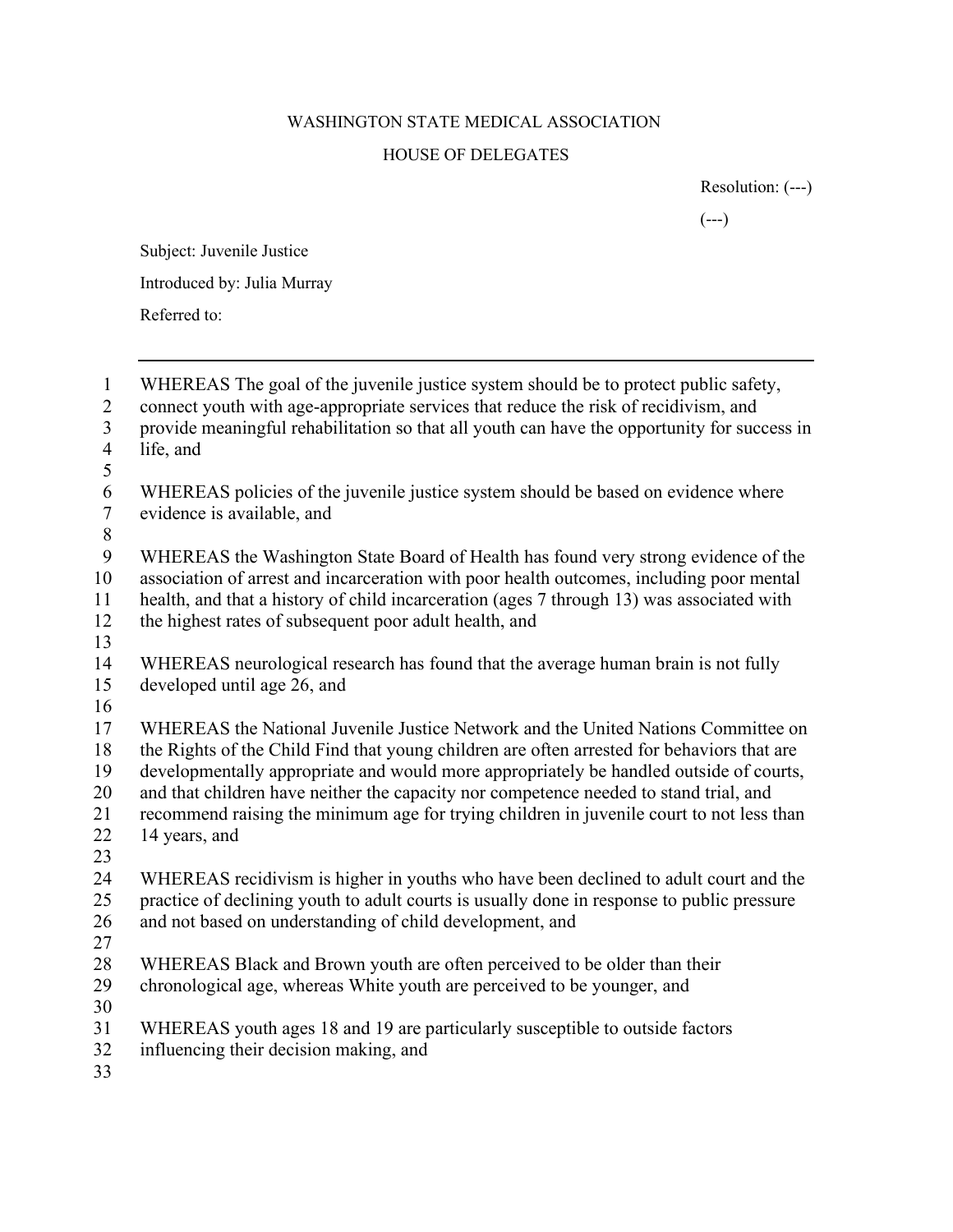WASHINGTON STATE MEDICAL ASSOCIATION

HOUSE OF DELEGATES

Resolution: (---)

(---)

Subject: Juvenile Justice

Introduced by: Julia Murray

Referred to:

---

WHEREAS The goal of the juvenile justice system should be to protect public safety, connect youth with age-appropriate services that reduce the risk of recidivism, and provide meaningful rehabilitation so that all youth can have the opportunity for success in life, and

WHEREAS policies of the juvenile justice system should be based on evidence where evidence is available, and

WHEREAS the Washington State Board of Health has found very strong evidence of the association of arrest and incarceration with poor health outcomes, including poor mental health, and that a history of child incarceration (ages 7 through 13) was associated with the highest rates of subsequent poor adult health, and

WHEREAS neurological research has found that the average human brain is not fully developed until age 26, and

WHEREAS the National Juvenile Justice Network and the United Nations Committee on the Rights of the Child Find that young children are often arrested for behaviors that are developmentally appropriate and would more appropriately be handled outside of courts, and that children have neither the capacity nor competence needed to stand trial, and recommend raising the minimum age for trying children in juvenile court to not less than 14 years, and

WHEREAS recidivism is higher in youths who have been declined to adult court and the practice of declining youth to adult courts is usually done in response to public pressure and not based on understanding of child development, and

WHEREAS Black and Brown youth are often perceived to be older than their chronological age, whereas White youth are perceived to be younger, and

WHEREAS youth ages 18 and 19 are particularly susceptible to outside factors influencing their decision making, and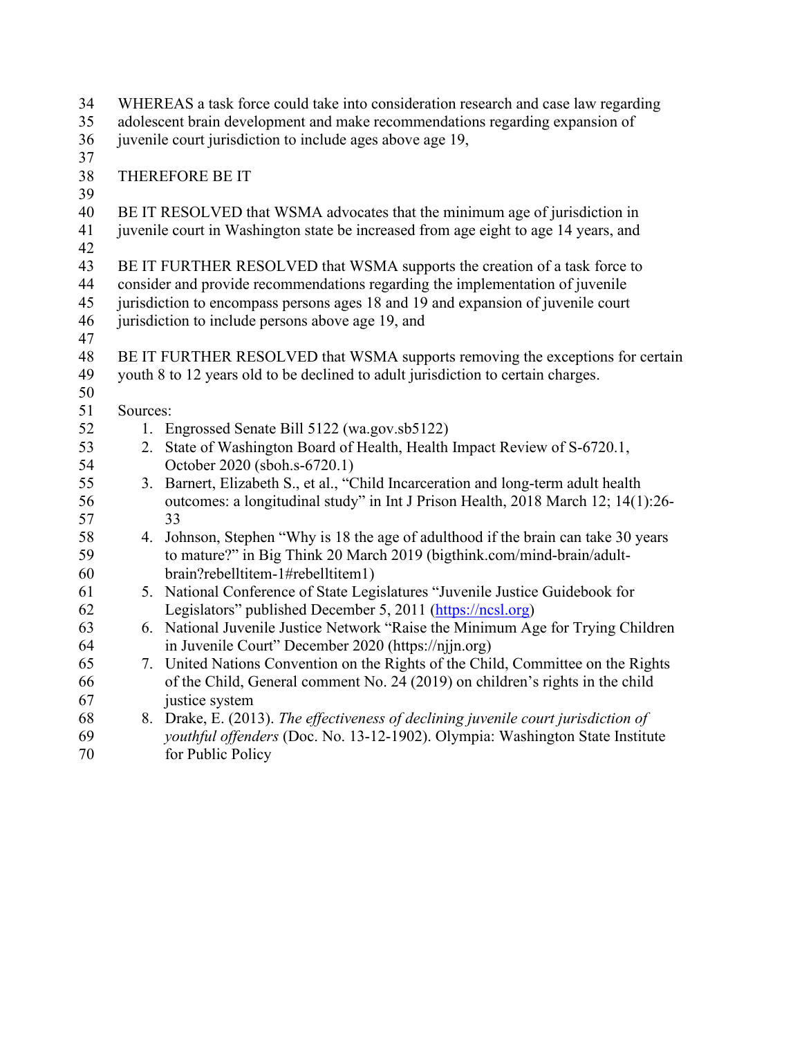WHEREAS a task force could take into consideration research and case law regarding adolescent brain development and make recommendations regarding expansion of juvenile court jurisdiction to include ages above age 19,

THEREFORE BE IT

BE IT RESOLVED that WSMA advocates that the minimum age of jurisdiction in juvenile court in Washington state be increased from age eight to age 14 years, and

BE IT FURTHER RESOLVED that WSMA supports the creation of a task force to consider and provide recommendations regarding the implementation of juvenile jurisdiction to encompass persons ages 18 and 19 and expansion of juvenile court jurisdiction to include persons above age 19, and

BE IT FURTHER RESOLVED that WSMA supports removing the exceptions for certain youth 8 to 12 years old to be declined to adult jurisdiction to certain charges.

Sources:

1. Engrossed Senate Bill 5122 (wa.gov.sb5122)
2. State of Washington Board of Health, Health Impact Review of S-6720.1, October 2020 (sboh.s-6720.1)
3. Barnert, Elizabeth S., et al., "Child Incarceration and long-term adult health outcomes: a longitudinal study" in Int J Prison Health, 2018 March 12; 14(1):26-33
4. Johnson, Stephen "Why is 18 the age of adulthood if the brain can take 30 years to mature?" in Big Think 20 March 2019 (bigthink.com/mind-brain/adult-brain?rebelltitem-1#rebelltitem1)
5. National Conference of State Legislatures "Juvenile Justice Guidebook for Legislators" published December 5, 2011 (https://ncsl.org)
6. National Juvenile Justice Network "Raise the Minimum Age for Trying Children in Juvenile Court" December 2020 (https://njjn.org)
7. United Nations Convention on the Rights of the Child, Committee on the Rights of the Child, General comment No. 24 (2019) on children's rights in the child justice system
8. Drake, E. (2013). *The effectiveness of declining juvenile court jurisdiction of youthful offenders* (Doc. No. 13-12-1902). Olympia: Washington State Institute for Public Policy